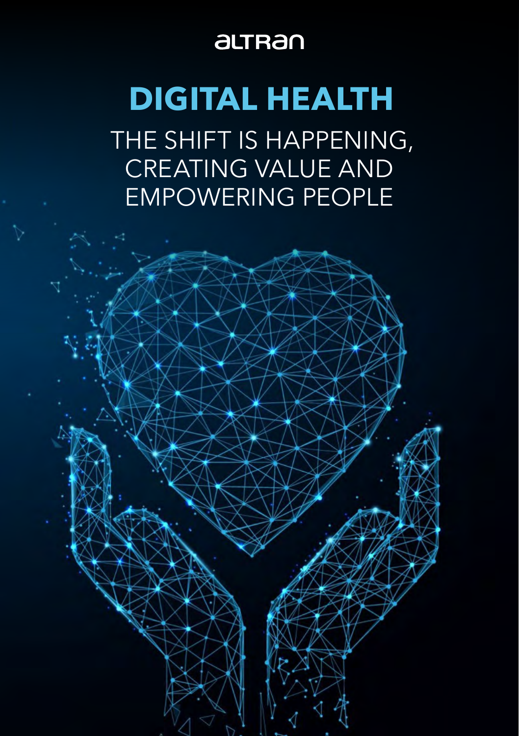altran

# DIGITAL HEALTH

## THE SHIFT IS HAPPENING, CREATING VALUE AND EMPOWERING PEOPLE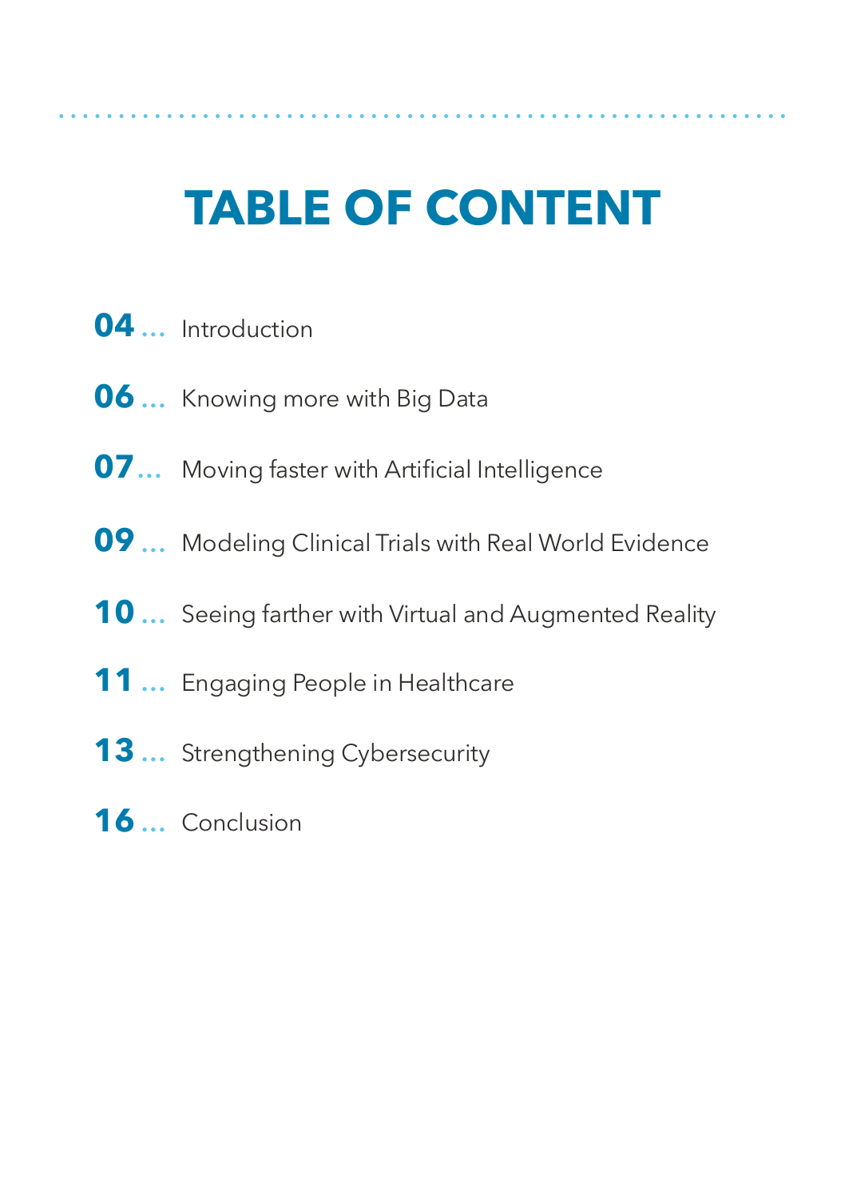# TABLE OF CONTENT

**04** ... Introduction

**06** ... Knowing more with Big Data

**07** ... Moving faster with Artificial Intelligence

**09** ... Modeling Clinical Trials with Real World Evidence

**10** ... Seeing farther with Virtual and Augmented Reality

**11** ... Engaging People in Healthcare

**13** ... Strengthening Cybersecurity

**16** ... Conclusion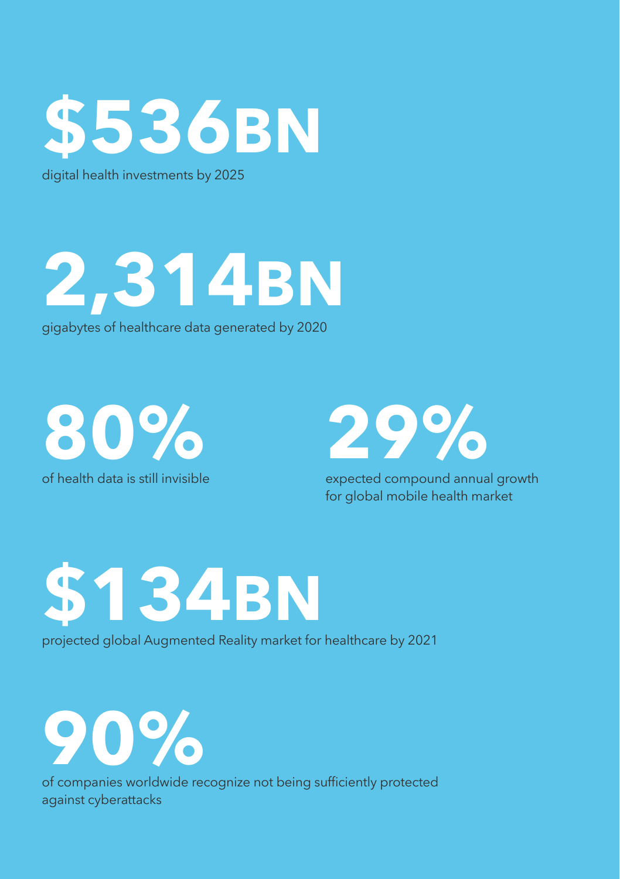**$536BN**

digital health investments by 2025

**2,314BN**

gigabytes of healthcare data generated by 2020

**80%**

of health data is still invisible

**29%**

expected compound annual growth for global mobile health market

**$134BN**

projected global Augmented Reality market for healthcare by 2021

**90%**

of companies worldwide recognize not being sufficiently protected against cyberattacks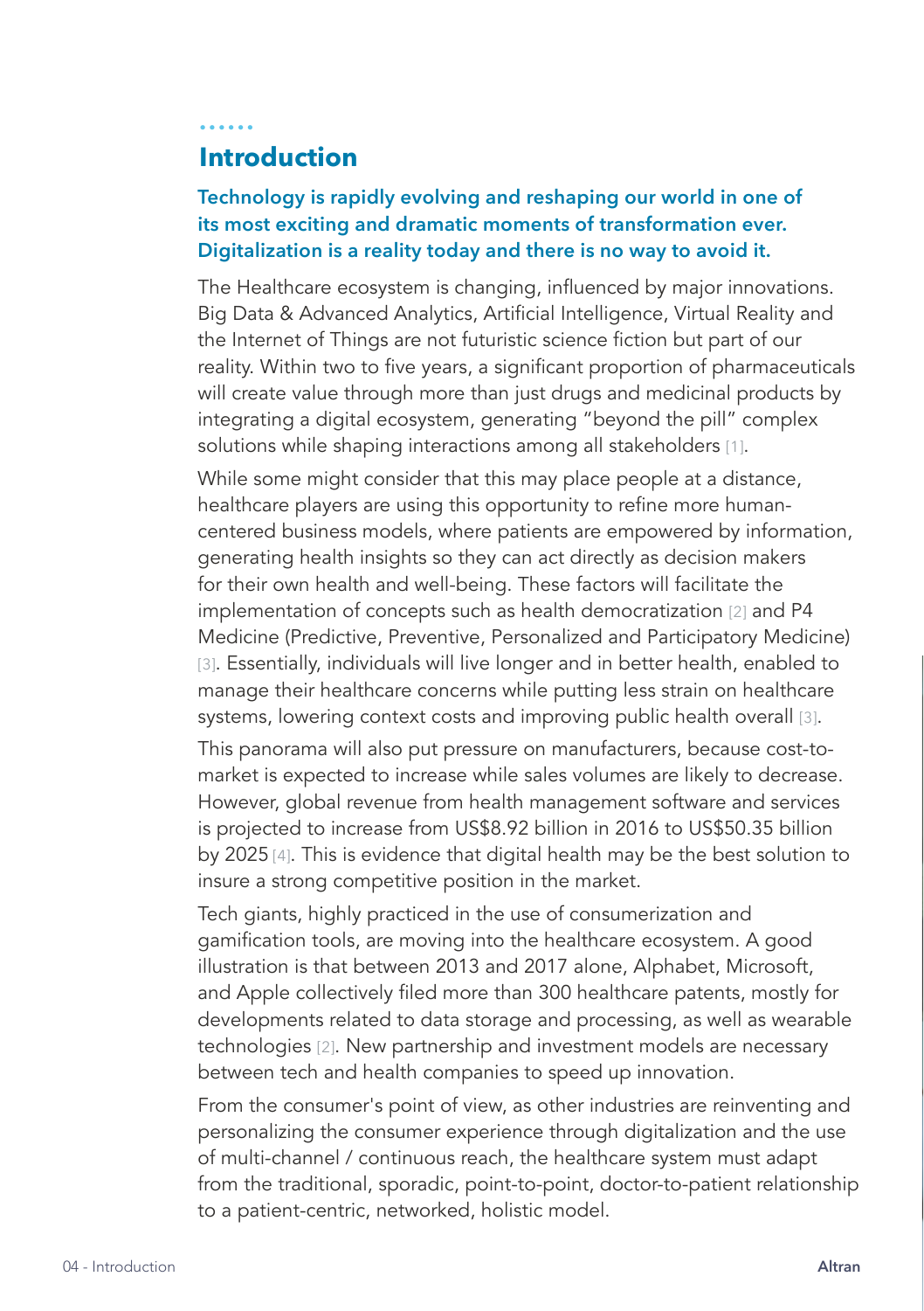# Introduction

**Technology is rapidly evolving and reshaping our world in one of its most exciting and dramatic moments of transformation ever. Digitalization is a reality today and there is no way to avoid it.**

The Healthcare ecosystem is changing, influenced by major innovations. Big Data & Advanced Analytics, Artificial Intelligence, Virtual Reality and the Internet of Things are not futuristic science fiction but part of our reality. Within two to five years, a significant proportion of pharmaceuticals will create value through more than just drugs and medicinal products by integrating a digital ecosystem, generating "beyond the pill" complex solutions while shaping interactions among all stakeholders [1].

While some might consider that this may place people at a distance, healthcare players are using this opportunity to refine more human-centered business models, where patients are empowered by information, generating health insights so they can act directly as decision makers for their own health and well-being. These factors will facilitate the implementation of concepts such as health democratization [2] and P4 Medicine (Predictive, Preventive, Personalized and Participatory Medicine) [3]. Essentially, individuals will live longer and in better health, enabled to manage their healthcare concerns while putting less strain on healthcare systems, lowering context costs and improving public health overall [3].

This panorama will also put pressure on manufacturers, because cost-to-market is expected to increase while sales volumes are likely to decrease. However, global revenue from health management software and services is projected to increase from US$8.92 billion in 2016 to US$50.35 billion by 2025 [4]. This is evidence that digital health may be the best solution to insure a strong competitive position in the market.

Tech giants, highly practiced in the use of consumerization and gamification tools, are moving into the healthcare ecosystem. A good illustration is that between 2013 and 2017 alone, Alphabet, Microsoft, and Apple collectively filed more than 300 healthcare patents, mostly for developments related to data storage and processing, as well as wearable technologies [2]. New partnership and investment models are necessary between tech and health companies to speed up innovation.

From the consumer's point of view, as other industries are reinventing and personalizing the consumer experience through digitalization and the use of multi-channel / continuous reach, the healthcare system must adapt from the traditional, sporadic, point-to-point, doctor-to-patient relationship to a patient-centric, networked, holistic model.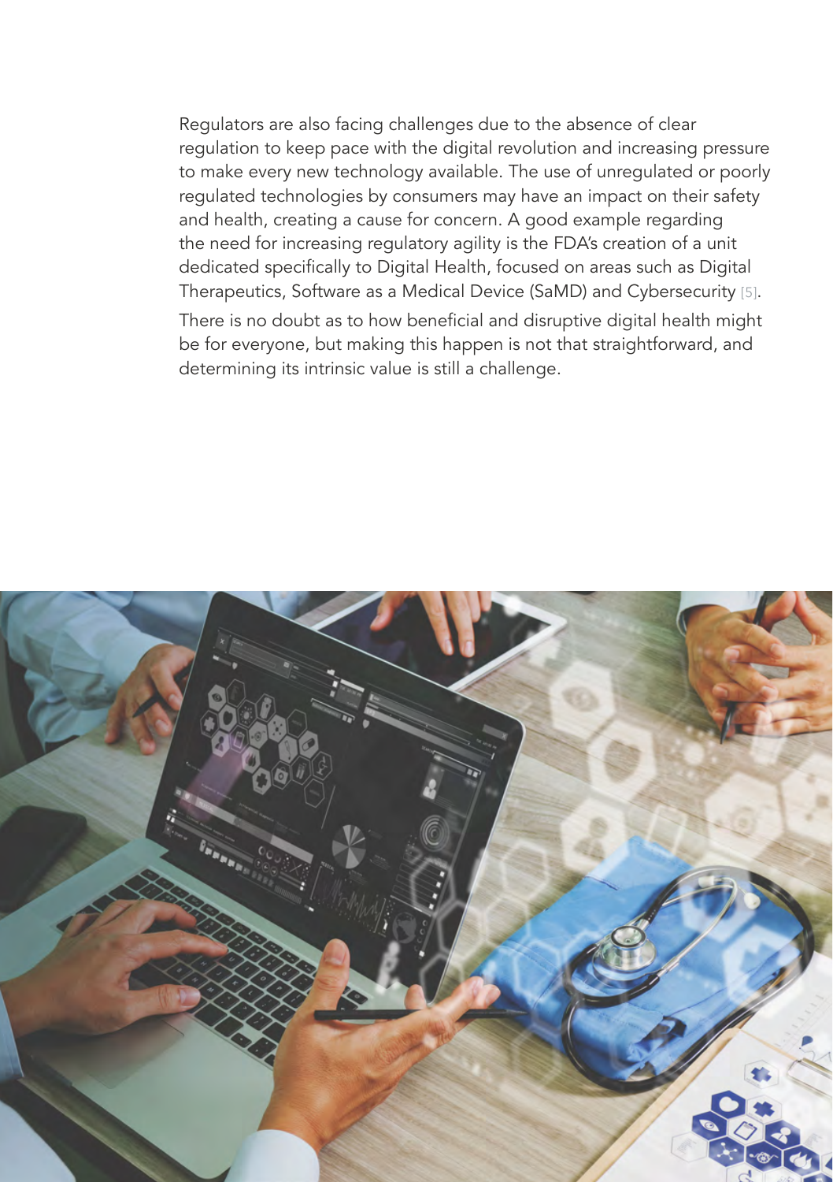Regulators are also facing challenges due to the absence of clear regulation to keep pace with the digital revolution and increasing pressure to make every new technology available. The use of unregulated or poorly regulated technologies by consumers may have an impact on their safety and health, creating a cause for concern. A good example regarding the need for increasing regulatory agility is the FDA's creation of a unit dedicated specifically to Digital Health, focused on areas such as Digital Therapeutics, Software as a Medical Device (SaMD) and Cybersecurity [5].

There is no doubt as to how beneficial and disruptive digital health might be for everyone, but making this happen is not that straightforward, and determining its intrinsic value is still a challenge.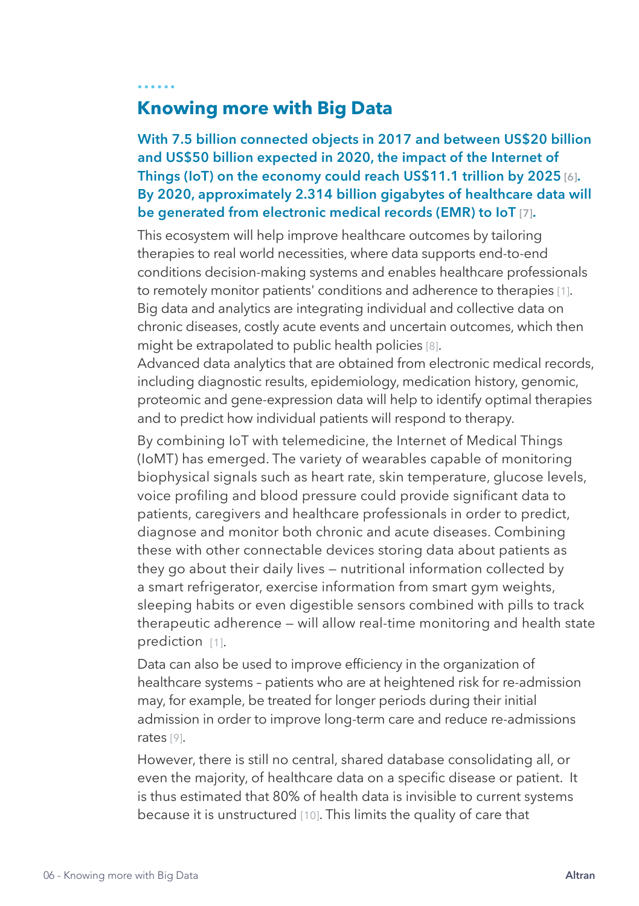## Knowing more with Big Data

**With 7.5 billion connected objects in 2017 and between US$20 billion and US$50 billion expected in 2020, the impact of the Internet of Things (IoT) on the economy could reach US$11.1 trillion by 2025 [6]. By 2020, approximately 2.314 billion gigabytes of healthcare data will be generated from electronic medical records (EMR) to IoT [7].**

This ecosystem will help improve healthcare outcomes by tailoring therapies to real world necessities, where data supports end-to-end conditions decision-making systems and enables healthcare professionals to remotely monitor patients' conditions and adherence to therapies [1]. Big data and analytics are integrating individual and collective data on chronic diseases, costly acute events and uncertain outcomes, which then might be extrapolated to public health policies [8].

Advanced data analytics that are obtained from electronic medical records, including diagnostic results, epidemiology, medication history, genomic, proteomic and gene-expression data will help to identify optimal therapies and to predict how individual patients will respond to therapy.

By combining IoT with telemedicine, the Internet of Medical Things (IoMT) has emerged. The variety of wearables capable of monitoring biophysical signals such as heart rate, skin temperature, glucose levels, voice profiling and blood pressure could provide significant data to patients, caregivers and healthcare professionals in order to predict, diagnose and monitor both chronic and acute diseases. Combining these with other connectable devices storing data about patients as they go about their daily lives — nutritional information collected by a smart refrigerator, exercise information from smart gym weights, sleeping habits or even digestible sensors combined with pills to track therapeutic adherence — will allow real-time monitoring and health state prediction [1].

Data can also be used to improve efficiency in the organization of healthcare systems – patients who are at heightened risk for re-admission may, for example, be treated for longer periods during their initial admission in order to improve long-term care and reduce re-admissions rates [9].

However, there is still no central, shared database consolidating all, or even the majority, of healthcare data on a specific disease or patient. It is thus estimated that 80% of health data is invisible to current systems because it is unstructured [10]. This limits the quality of care that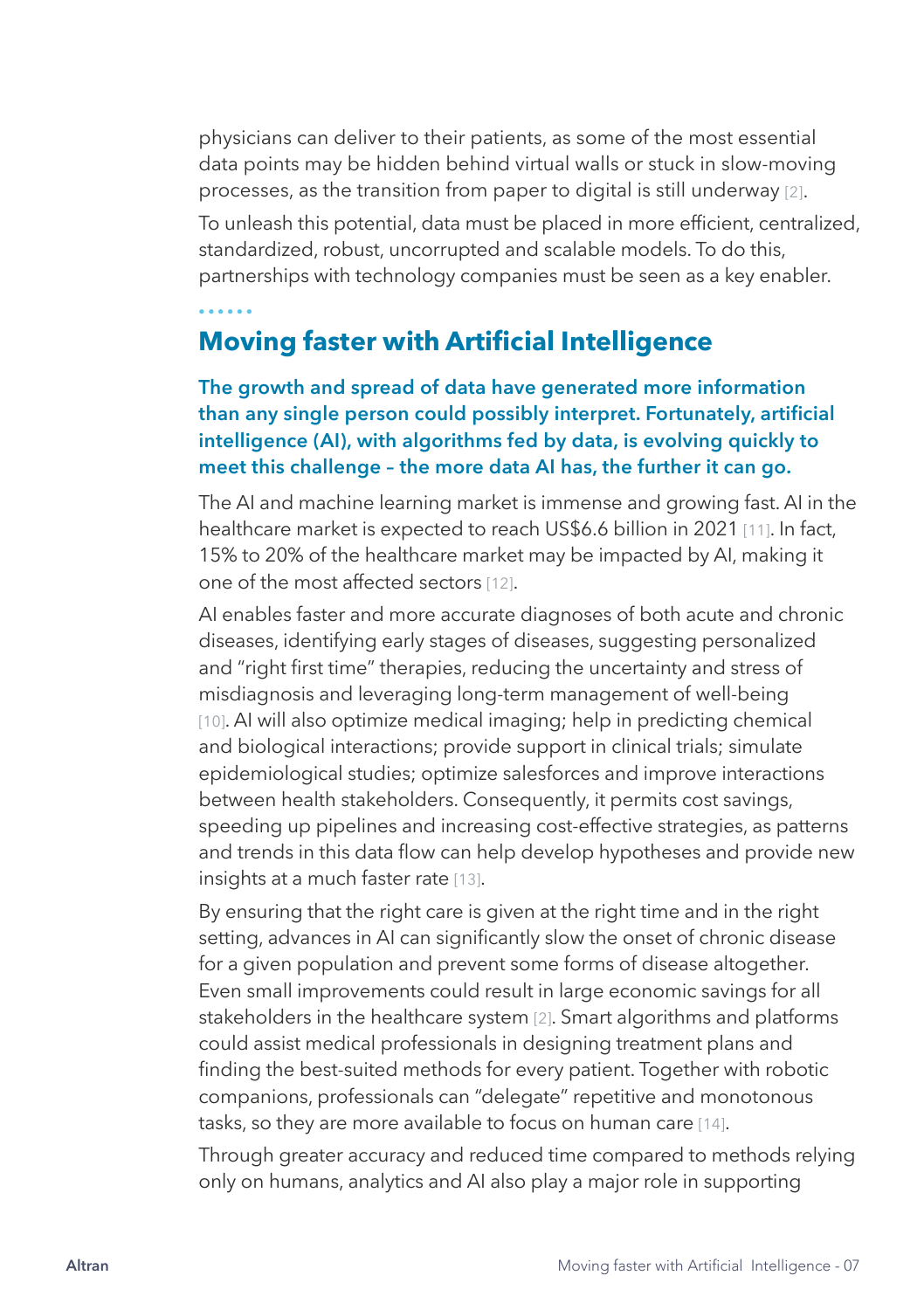physicians can deliver to their patients, as some of the most essential data points may be hidden behind virtual walls or stuck in slow-moving processes, as the transition from paper to digital is still underway [2].

To unleash this potential, data must be placed in more efficient, centralized, standardized, robust, uncorrupted and scalable models. To do this, partnerships with technology companies must be seen as a key enabler.

## Moving faster with Artificial Intelligence

**The growth and spread of data have generated more information than any single person could possibly interpret. Fortunately, artificial intelligence (AI), with algorithms fed by data, is evolving quickly to meet this challenge – the more data AI has, the further it can go.**

The AI and machine learning market is immense and growing fast. AI in the healthcare market is expected to reach US$6.6 billion in 2021 [11]. In fact, 15% to 20% of the healthcare market may be impacted by AI, making it one of the most affected sectors [12].

AI enables faster and more accurate diagnoses of both acute and chronic diseases, identifying early stages of diseases, suggesting personalized and "right first time" therapies, reducing the uncertainty and stress of misdiagnosis and leveraging long-term management of well-being [10]. AI will also optimize medical imaging; help in predicting chemical and biological interactions; provide support in clinical trials; simulate epidemiological studies; optimize salesforces and improve interactions between health stakeholders. Consequently, it permits cost savings, speeding up pipelines and increasing cost-effective strategies, as patterns and trends in this data flow can help develop hypotheses and provide new insights at a much faster rate [13].

By ensuring that the right care is given at the right time and in the right setting, advances in AI can significantly slow the onset of chronic disease for a given population and prevent some forms of disease altogether. Even small improvements could result in large economic savings for all stakeholders in the healthcare system [2]. Smart algorithms and platforms could assist medical professionals in designing treatment plans and finding the best-suited methods for every patient. Together with robotic companions, professionals can "delegate" repetitive and monotonous tasks, so they are more available to focus on human care [14].

Through greater accuracy and reduced time compared to methods relying only on humans, analytics and AI also play a major role in supporting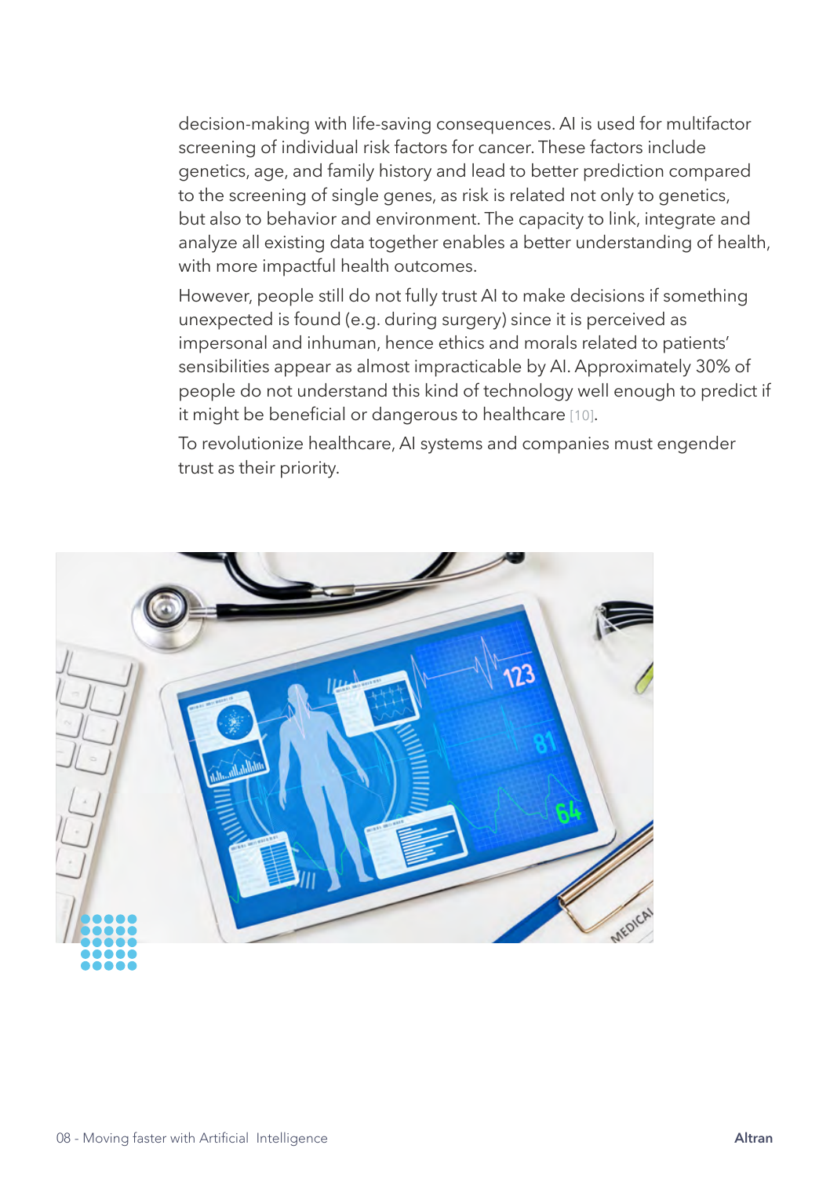decision-making with life-saving consequences. AI is used for multifactor screening of individual risk factors for cancer. These factors include genetics, age, and family history and lead to better prediction compared to the screening of single genes, as risk is related not only to genetics, but also to behavior and environment. The capacity to link, integrate and analyze all existing data together enables a better understanding of health, with more impactful health outcomes.

However, people still do not fully trust AI to make decisions if something unexpected is found (e.g. during surgery) since it is perceived as impersonal and inhuman, hence ethics and morals related to patients' sensibilities appear as almost impracticable by AI. Approximately 30% of people do not understand this kind of technology well enough to predict if it might be beneficial or dangerous to healthcare [10].

To revolutionize healthcare, AI systems and companies must engender trust as their priority.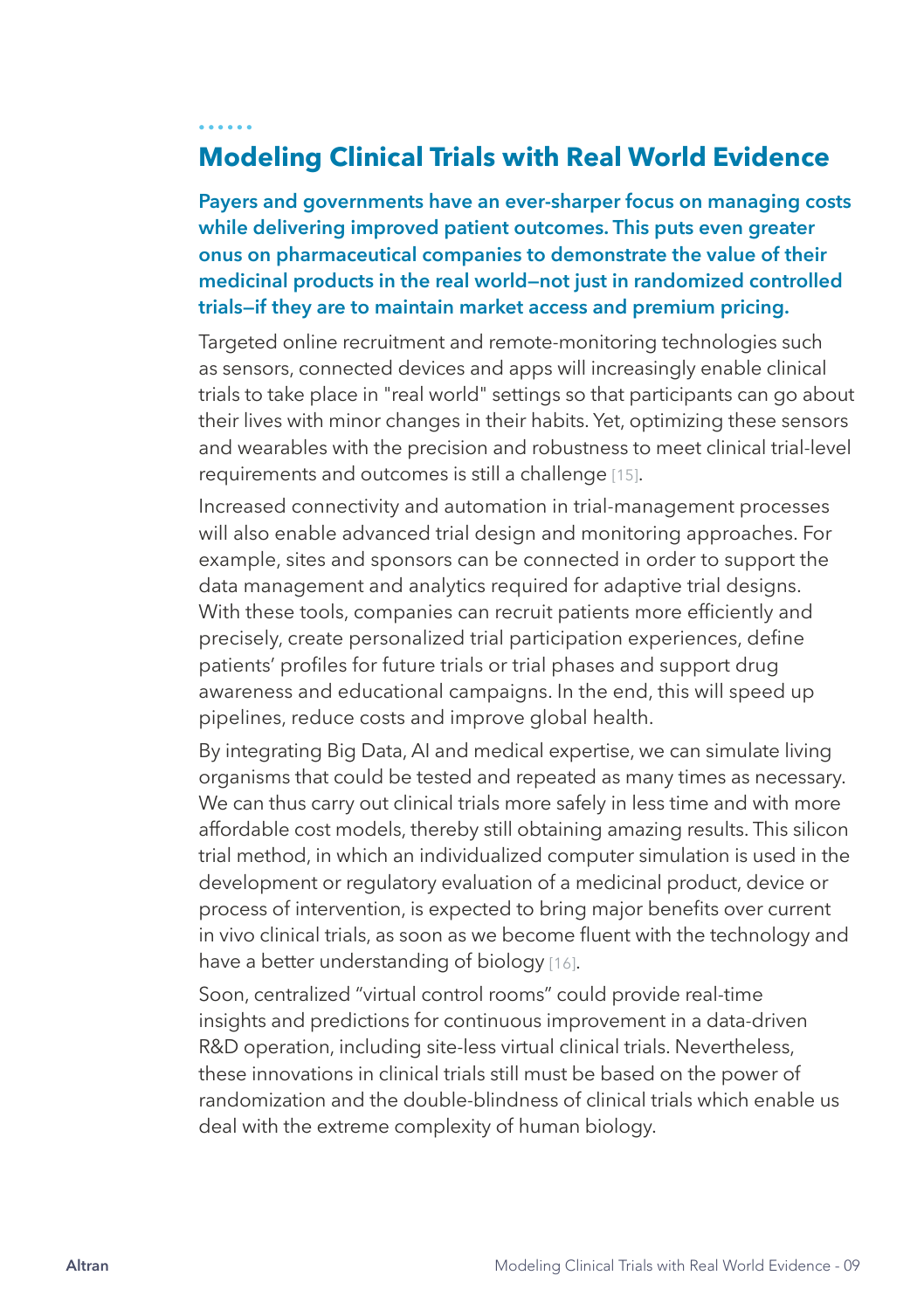## Modeling Clinical Trials with Real World Evidence

**Payers and governments have an ever-sharper focus on managing costs while delivering improved patient outcomes. This puts even greater onus on pharmaceutical companies to demonstrate the value of their medicinal products in the real world—not just in randomized controlled trials—if they are to maintain market access and premium pricing.**

Targeted online recruitment and remote-monitoring technologies such as sensors, connected devices and apps will increasingly enable clinical trials to take place in "real world" settings so that participants can go about their lives with minor changes in their habits. Yet, optimizing these sensors and wearables with the precision and robustness to meet clinical trial-level requirements and outcomes is still a challenge [15].

Increased connectivity and automation in trial-management processes will also enable advanced trial design and monitoring approaches. For example, sites and sponsors can be connected in order to support the data management and analytics required for adaptive trial designs. With these tools, companies can recruit patients more efficiently and precisely, create personalized trial participation experiences, define patients' profiles for future trials or trial phases and support drug awareness and educational campaigns. In the end, this will speed up pipelines, reduce costs and improve global health.

By integrating Big Data, AI and medical expertise, we can simulate living organisms that could be tested and repeated as many times as necessary. We can thus carry out clinical trials more safely in less time and with more affordable cost models, thereby still obtaining amazing results. This silicon trial method, in which an individualized computer simulation is used in the development or regulatory evaluation of a medicinal product, device or process of intervention, is expected to bring major benefits over current in vivo clinical trials, as soon as we become fluent with the technology and have a better understanding of biology [16].

Soon, centralized "virtual control rooms" could provide real-time insights and predictions for continuous improvement in a data-driven R&D operation, including site-less virtual clinical trials. Nevertheless, these innovations in clinical trials still must be based on the power of randomization and the double-blindness of clinical trials which enable us deal with the extreme complexity of human biology.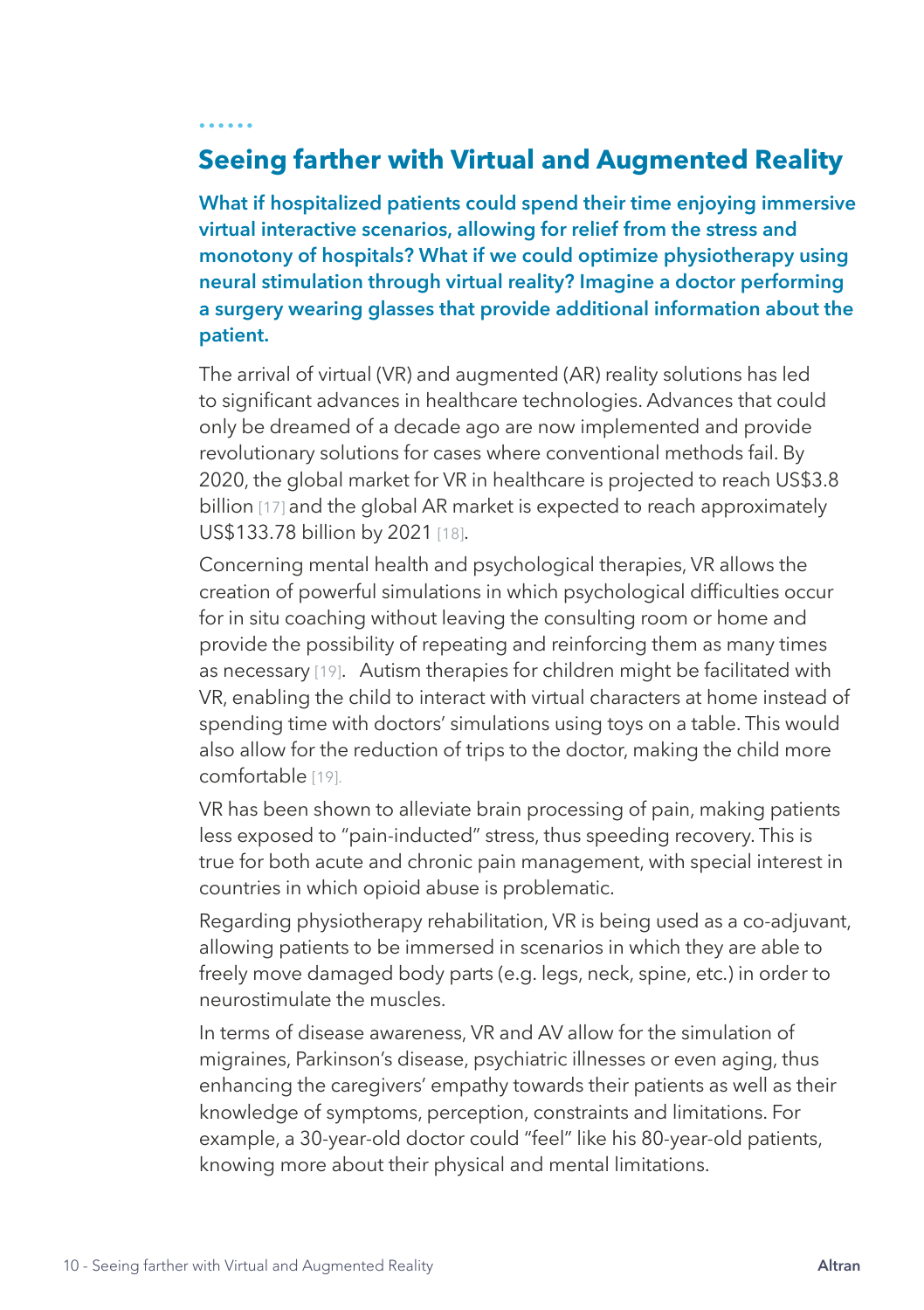## Seeing farther with Virtual and Augmented Reality

**What if hospitalized patients could spend their time enjoying immersive virtual interactive scenarios, allowing for relief from the stress and monotony of hospitals? What if we could optimize physiotherapy using neural stimulation through virtual reality? Imagine a doctor performing a surgery wearing glasses that provide additional information about the patient.**

The arrival of virtual (VR) and augmented (AR) reality solutions has led to significant advances in healthcare technologies. Advances that could only be dreamed of a decade ago are now implemented and provide revolutionary solutions for cases where conventional methods fail. By 2020, the global market for VR in healthcare is projected to reach US$3.8 billion [17] and the global AR market is expected to reach approximately US$133.78 billion by 2021 [18].

Concerning mental health and psychological therapies, VR allows the creation of powerful simulations in which psychological difficulties occur for in situ coaching without leaving the consulting room or home and provide the possibility of repeating and reinforcing them as many times as necessary [19]. Autism therapies for children might be facilitated with VR, enabling the child to interact with virtual characters at home instead of spending time with doctors' simulations using toys on a table. This would also allow for the reduction of trips to the doctor, making the child more comfortable [19].

VR has been shown to alleviate brain processing of pain, making patients less exposed to "pain-inducted" stress, thus speeding recovery. This is true for both acute and chronic pain management, with special interest in countries in which opioid abuse is problematic.

Regarding physiotherapy rehabilitation, VR is being used as a co-adjuvant, allowing patients to be immersed in scenarios in which they are able to freely move damaged body parts (e.g. legs, neck, spine, etc.) in order to neurostimulate the muscles.

In terms of disease awareness, VR and AV allow for the simulation of migraines, Parkinson's disease, psychiatric illnesses or even aging, thus enhancing the caregivers' empathy towards their patients as well as their knowledge of symptoms, perception, constraints and limitations. For example, a 30-year-old doctor could "feel" like his 80-year-old patients, knowing more about their physical and mental limitations.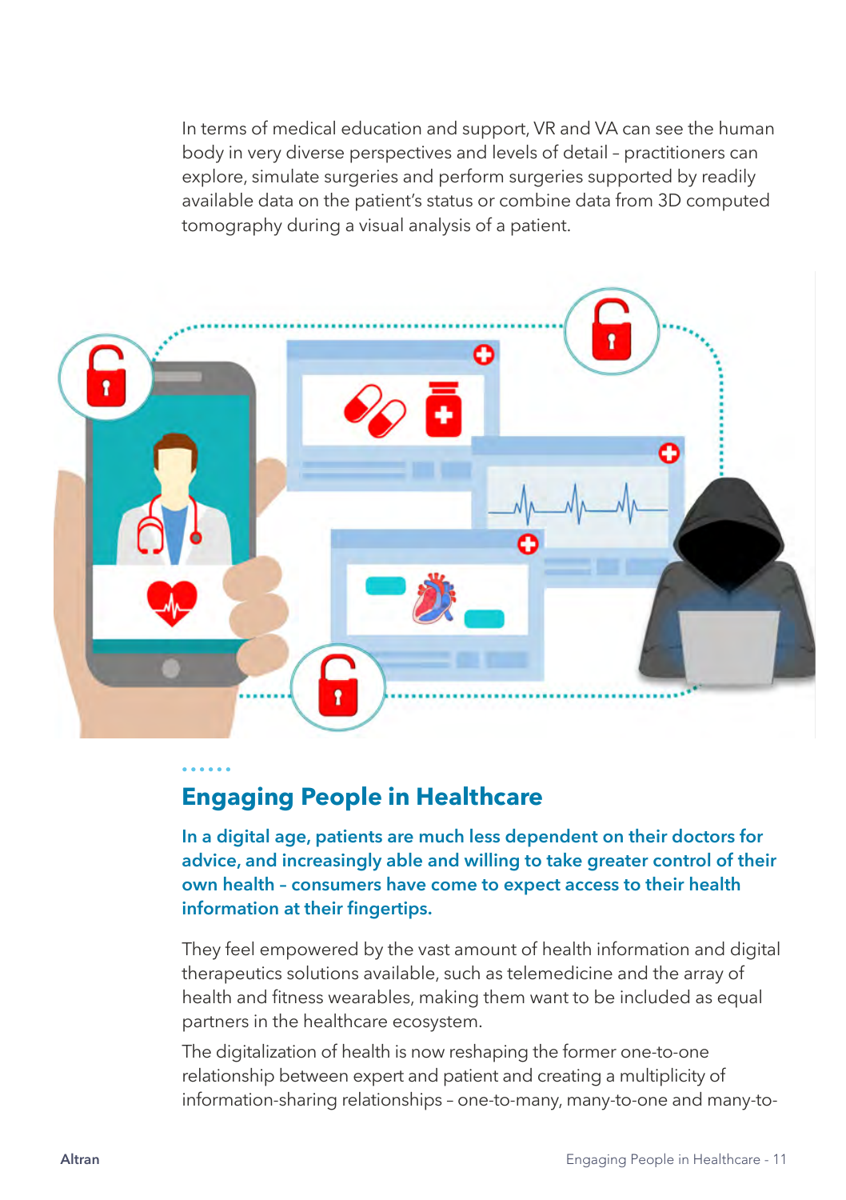In terms of medical education and support, VR and VA can see the human body in very diverse perspectives and levels of detail – practitioners can explore, simulate surgeries and perform surgeries supported by readily available data on the patient's status or combine data from 3D computed tomography during a visual analysis of a patient.

## Engaging People in Healthcare

**In a digital age, patients are much less dependent on their doctors for advice, and increasingly able and willing to take greater control of their own health – consumers have come to expect access to their health information at their fingertips.**

They feel empowered by the vast amount of health information and digital therapeutics solutions available, such as telemedicine and the array of health and fitness wearables, making them want to be included as equal partners in the healthcare ecosystem.

The digitalization of health is now reshaping the former one-to-one relationship between expert and patient and creating a multiplicity of information-sharing relationships – one-to-many, many-to-one and many-to-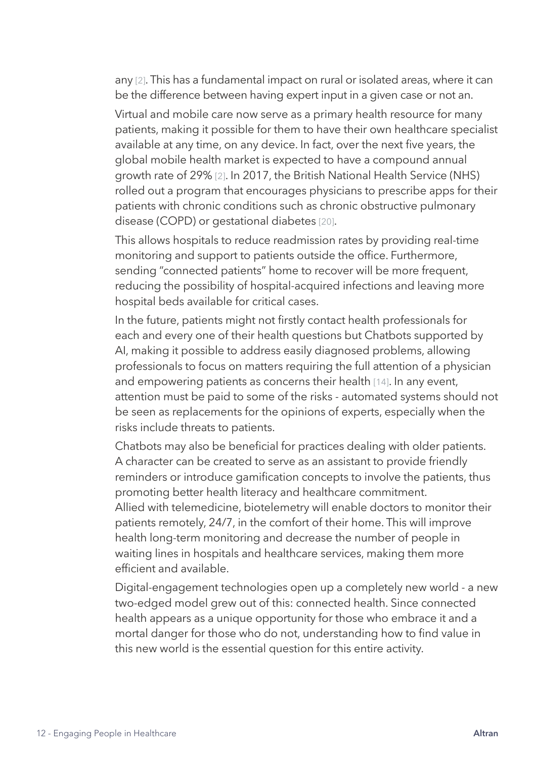any [2]. This has a fundamental impact on rural or isolated areas, where it can be the difference between having expert input in a given case or not an.

Virtual and mobile care now serve as a primary health resource for many patients, making it possible for them to have their own healthcare specialist available at any time, on any device. In fact, over the next five years, the global mobile health market is expected to have a compound annual growth rate of 29% [2]. In 2017, the British National Health Service (NHS) rolled out a program that encourages physicians to prescribe apps for their patients with chronic conditions such as chronic obstructive pulmonary disease (COPD) or gestational diabetes [20].

This allows hospitals to reduce readmission rates by providing real-time monitoring and support to patients outside the office. Furthermore, sending "connected patients" home to recover will be more frequent, reducing the possibility of hospital-acquired infections and leaving more hospital beds available for critical cases.

In the future, patients might not firstly contact health professionals for each and every one of their health questions but Chatbots supported by AI, making it possible to address easily diagnosed problems, allowing professionals to focus on matters requiring the full attention of a physician and empowering patients as concerns their health [14]. In any event, attention must be paid to some of the risks - automated systems should not be seen as replacements for the opinions of experts, especially when the risks include threats to patients.

Chatbots may also be beneficial for practices dealing with older patients. A character can be created to serve as an assistant to provide friendly reminders or introduce gamification concepts to involve the patients, thus promoting better health literacy and healthcare commitment.
Allied with telemedicine, biotelemetry will enable doctors to monitor their patients remotely, 24/7, in the comfort of their home. This will improve health long-term monitoring and decrease the number of people in waiting lines in hospitals and healthcare services, making them more efficient and available.

Digital-engagement technologies open up a completely new world - a new two-edged model grew out of this: connected health. Since connected health appears as a unique opportunity for those who embrace it and a mortal danger for those who do not, understanding how to find value in this new world is the essential question for this entire activity.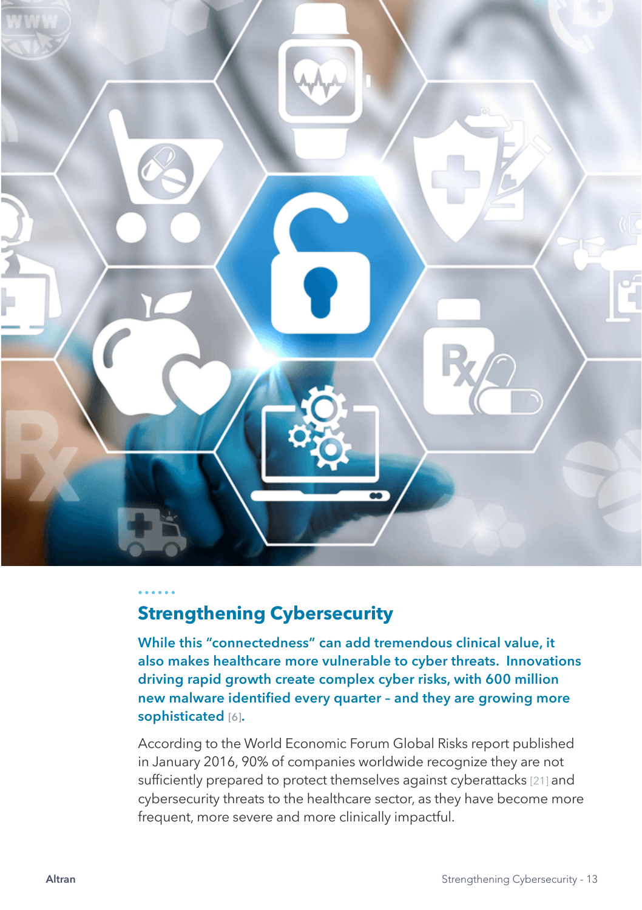## Strengthening Cybersecurity

**While this "connectedness" can add tremendous clinical value, it also makes healthcare more vulnerable to cyber threats. Innovations driving rapid growth create complex cyber risks, with 600 million new malware identified every quarter – and they are growing more sophisticated [6].**

According to the World Economic Forum Global Risks report published in January 2016, 90% of companies worldwide recognize they are not sufficiently prepared to protect themselves against cyberattacks [21] and cybersecurity threats to the healthcare sector, as they have become more frequent, more severe and more clinically impactful.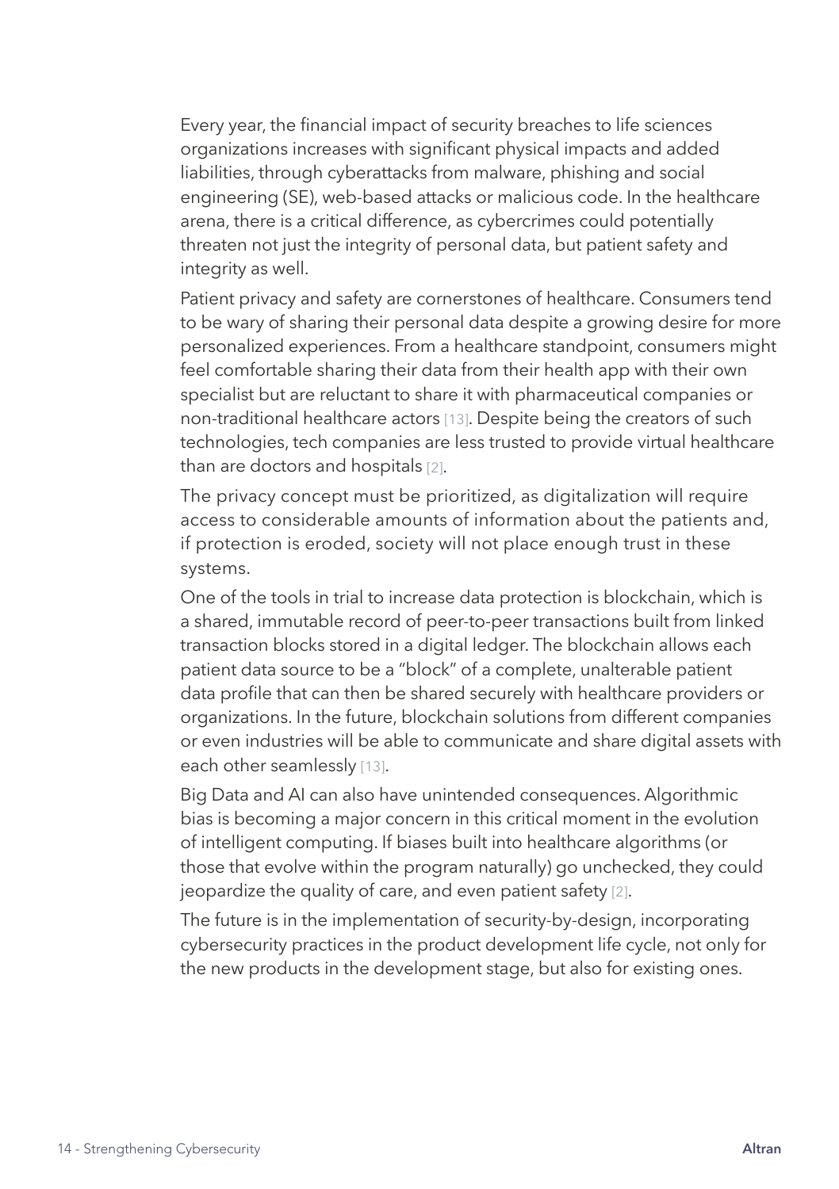Every year, the financial impact of security breaches to life sciences organizations increases with significant physical impacts and added liabilities, through cyberattacks from malware, phishing and social engineering (SE), web-based attacks or malicious code. In the healthcare arena, there is a critical difference, as cybercrimes could potentially threaten not just the integrity of personal data, but patient safety and integrity as well.

Patient privacy and safety are cornerstones of healthcare. Consumers tend to be wary of sharing their personal data despite a growing desire for more personalized experiences. From a healthcare standpoint, consumers might feel comfortable sharing their data from their health app with their own specialist but are reluctant to share it with pharmaceutical companies or non-traditional healthcare actors [13]. Despite being the creators of such technologies, tech companies are less trusted to provide virtual healthcare than are doctors and hospitals [2].

The privacy concept must be prioritized, as digitalization will require access to considerable amounts of information about the patients and, if protection is eroded, society will not place enough trust in these systems.

One of the tools in trial to increase data protection is blockchain, which is a shared, immutable record of peer-to-peer transactions built from linked transaction blocks stored in a digital ledger. The blockchain allows each patient data source to be a "block" of a complete, unalterable patient data profile that can then be shared securely with healthcare providers or organizations. In the future, blockchain solutions from different companies or even industries will be able to communicate and share digital assets with each other seamlessly [13].

Big Data and AI can also have unintended consequences. Algorithmic bias is becoming a major concern in this critical moment in the evolution of intelligent computing. If biases built into healthcare algorithms (or those that evolve within the program naturally) go unchecked, they could jeopardize the quality of care, and even patient safety [2].

The future is in the implementation of security-by-design, incorporating cybersecurity practices in the product development life cycle, not only for the new products in the development stage, but also for existing ones.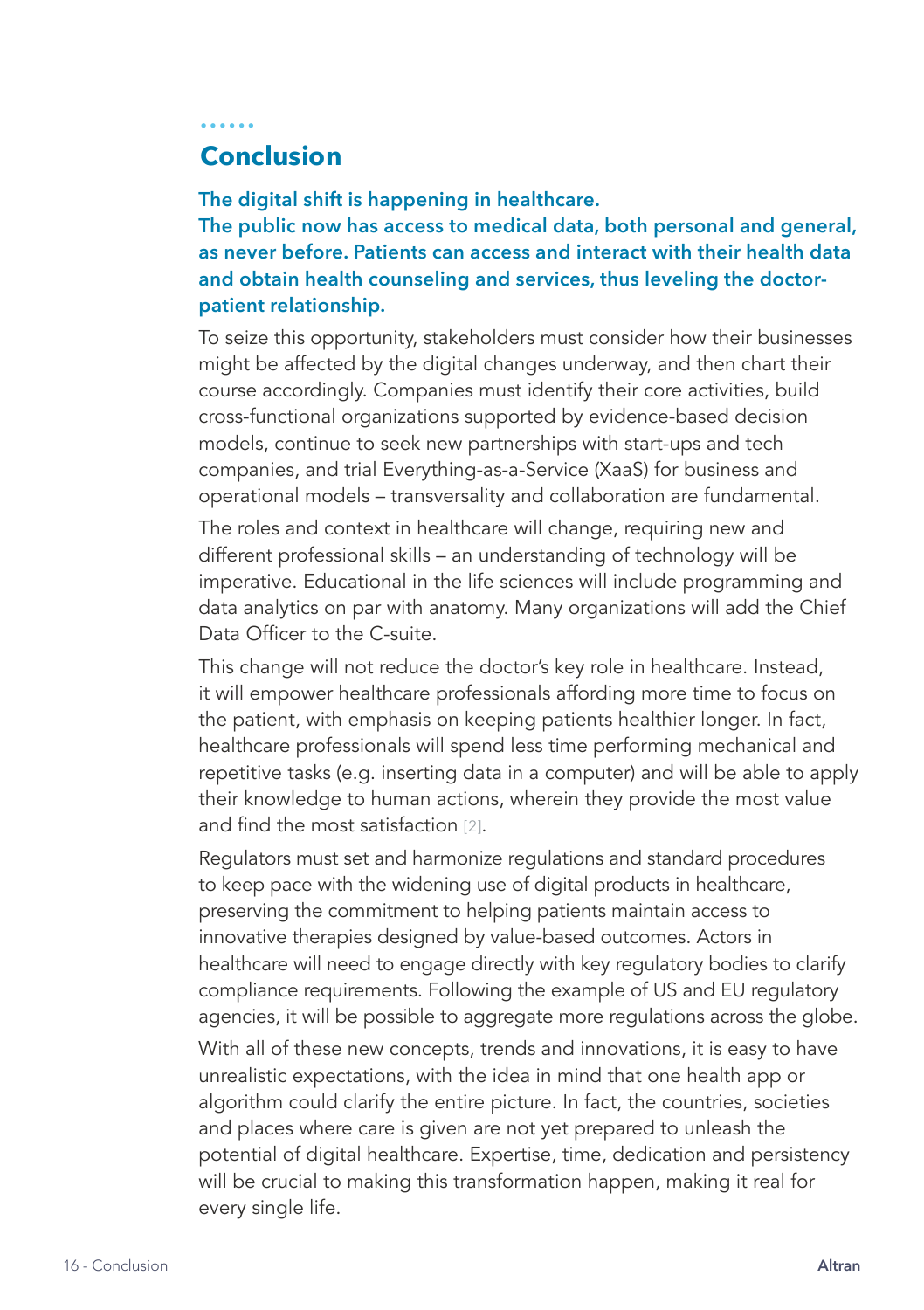## Conclusion

**The digital shift is happening in healthcare.**
**The public now has access to medical data, both personal and general, as never before. Patients can access and interact with their health data and obtain health counseling and services, thus leveling the doctor-patient relationship.**

To seize this opportunity, stakeholders must consider how their businesses might be affected by the digital changes underway, and then chart their course accordingly. Companies must identify their core activities, build cross-functional organizations supported by evidence-based decision models, continue to seek new partnerships with start-ups and tech companies, and trial Everything-as-a-Service (XaaS) for business and operational models – transversality and collaboration are fundamental.

The roles and context in healthcare will change, requiring new and different professional skills – an understanding of technology will be imperative. Educational in the life sciences will include programming and data analytics on par with anatomy. Many organizations will add the Chief Data Officer to the C-suite.

This change will not reduce the doctor's key role in healthcare. Instead, it will empower healthcare professionals affording more time to focus on the patient, with emphasis on keeping patients healthier longer. In fact, healthcare professionals will spend less time performing mechanical and repetitive tasks (e.g. inserting data in a computer) and will be able to apply their knowledge to human actions, wherein they provide the most value and find the most satisfaction [2].

Regulators must set and harmonize regulations and standard procedures to keep pace with the widening use of digital products in healthcare, preserving the commitment to helping patients maintain access to innovative therapies designed by value-based outcomes. Actors in healthcare will need to engage directly with key regulatory bodies to clarify compliance requirements. Following the example of US and EU regulatory agencies, it will be possible to aggregate more regulations across the globe.

With all of these new concepts, trends and innovations, it is easy to have unrealistic expectations, with the idea in mind that one health app or algorithm could clarify the entire picture. In fact, the countries, societies and places where care is given are not yet prepared to unleash the potential of digital healthcare. Expertise, time, dedication and persistency will be crucial to making this transformation happen, making it real for every single life.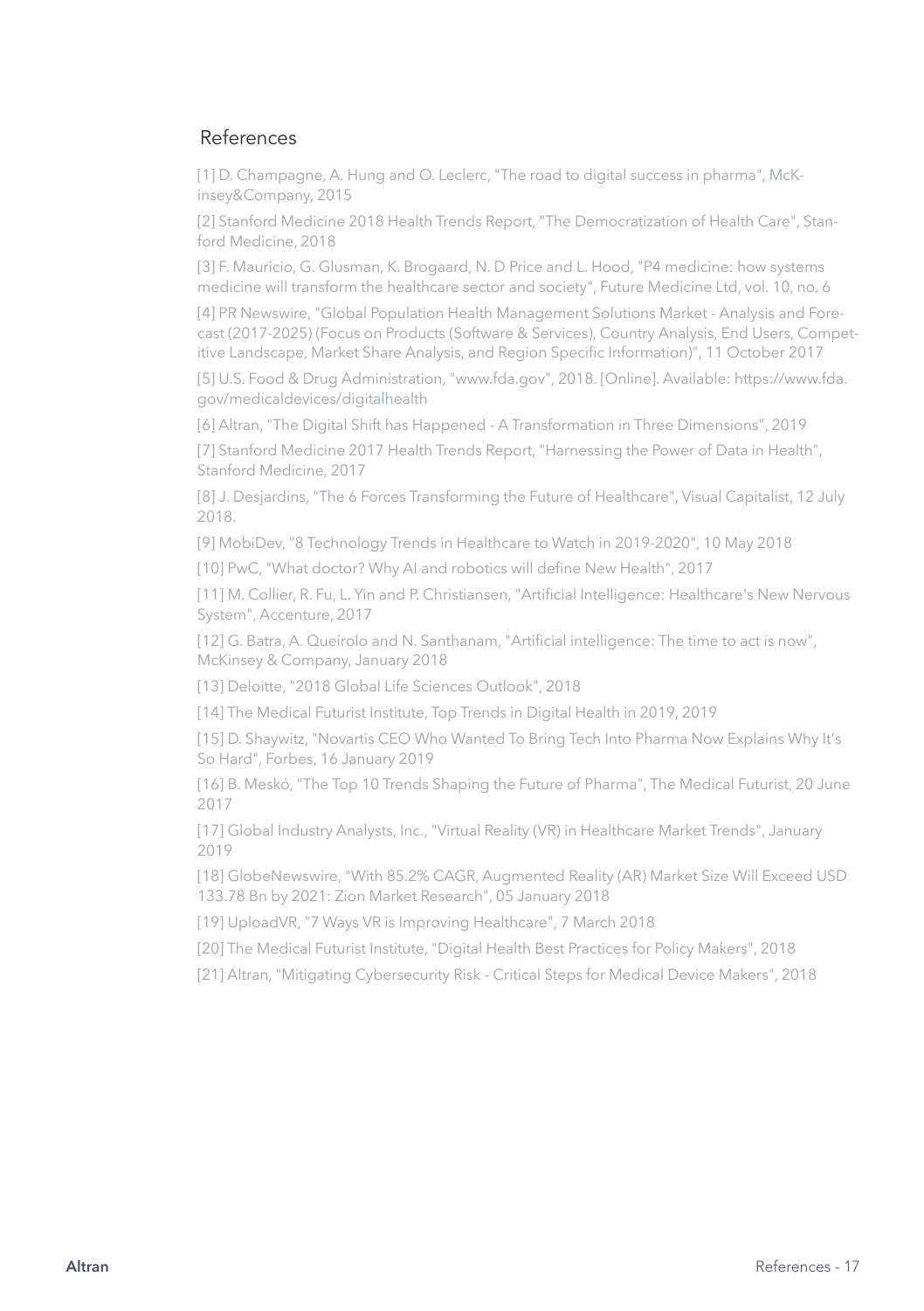## References

[1] D. Champagne, A. Hung and O. Leclerc, "The road to digital success in pharma", McKinsey&Company, 2015

[2] Stanford Medicine 2018 Health Trends Report, "The Democratization of Health Care", Stanford Medicine, 2018

[3] F. Mauricio, G. Glusman, K. Brogaard, N. D Price and L. Hood, "P4 medicine: how systems medicine will transform the healthcare sector and society", Future Medicine Ltd, vol. 10, no. 6

[4] PR Newswire, "Global Population Health Management Solutions Market - Analysis and Forecast (2017-2025) (Focus on Products (Software & Services), Country Analysis, End Users, Competitive Landscape, Market Share Analysis, and Region Specific Information)", 11 October 2017

[5] U.S. Food & Drug Administration, "www.fda.gov", 2018. [Online]. Available: https://www.fda.gov/medicaldevices/digitalhealth

[6] Altran, "The Digital Shift has Happened - A Transformation in Three Dimensions", 2019

[7] Stanford Medicine 2017 Health Trends Report, "Harnessing the Power of Data in Health", Stanford Medicine, 2017

[8] J. Desjardins, "The 6 Forces Transforming the Future of Healthcare", Visual Capitalist, 12 July 2018.

[9] MobiDev, "8 Technology Trends in Healthcare to Watch in 2019-2020", 10 May 2018

[10] PwC, "What doctor? Why AI and robotics will define New Health", 2017

[11] M. Collier, R. Fu, L. Yin and P. Christiansen, "Artificial Intelligence: Healthcare's New Nervous System", Accenture, 2017

[12] G. Batra, A. Queirolo and N. Santhanam, "Artificial intelligence: The time to act is now", McKinsey & Company, January 2018

[13] Deloitte, "2018 Global Life Sciences Outlook", 2018

[14] The Medical Futurist Institute, Top Trends in Digital Health in 2019, 2019

[15] D. Shaywitz, "Novartis CEO Who Wanted To Bring Tech Into Pharma Now Explains Why It's So Hard", Forbes, 16 January 2019

[16] B. Meskó, "The Top 10 Trends Shaping the Future of Pharma", The Medical Futurist, 20 June 2017

[17] Global Industry Analysts, Inc., "Virtual Reality (VR) in Healthcare Market Trends", January 2019

[18] GlobeNewswire, "With 85.2% CAGR, Augmented Reality (AR) Market Size Will Exceed USD 133.78 Bn by 2021: Zion Market Research", 05 January 2018

[19] UploadVR, "7 Ways VR is Improving Healthcare", 7 March 2018

[20] The Medical Futurist Institute, "Digital Health Best Practices for Policy Makers", 2018

[21] Altran, "Mitigating Cybersecurity Risk - Critical Steps for Medical Device Makers", 2018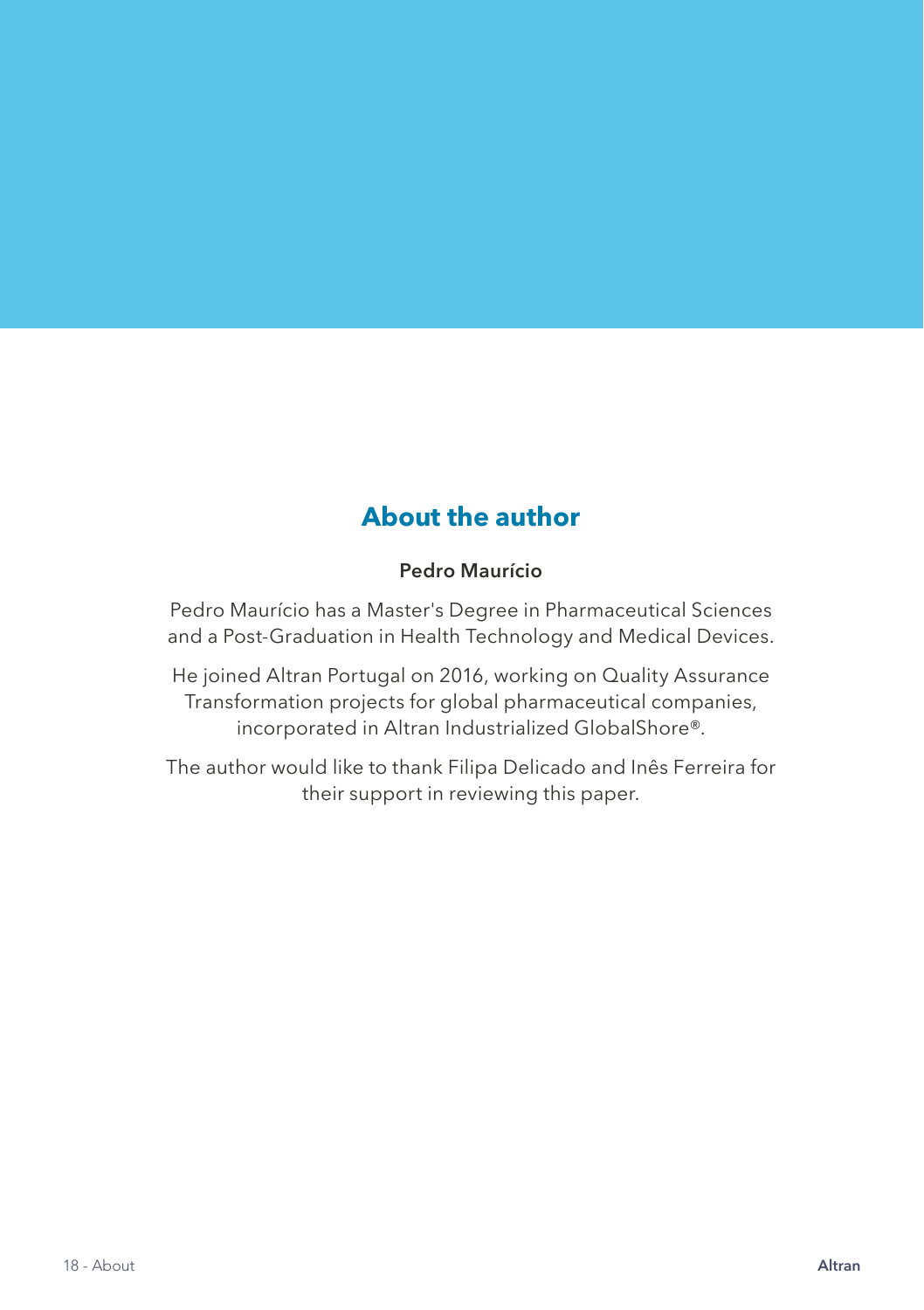## About the author

**Pedro Maurício**

Pedro Maurício has a Master's Degree in Pharmaceutical Sciences and a Post-Graduation in Health Technology and Medical Devices.

He joined Altran Portugal on 2016, working on Quality Assurance Transformation projects for global pharmaceutical companies, incorporated in Altran Industrialized GlobalShore®.

The author would like to thank Filipa Delicado and Inês Ferreira for their support in reviewing this paper.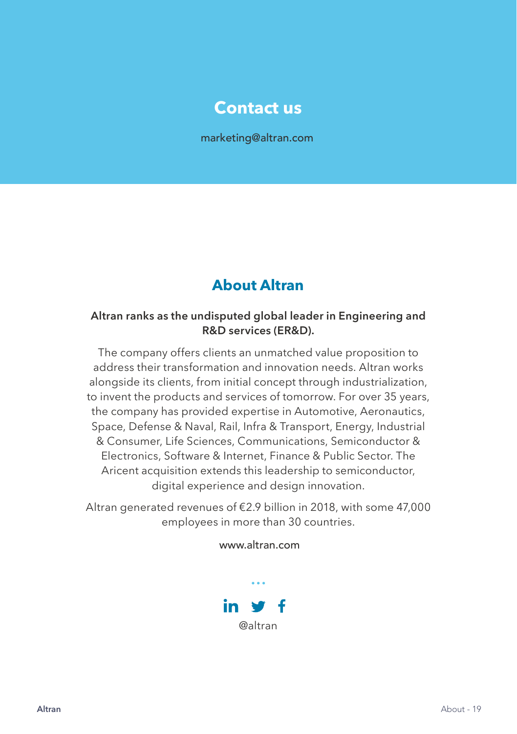## Contact us

marketing@altran.com

## About Altran

**Altran ranks as the undisputed global leader in Engineering and R&D services (ER&D).**

The company offers clients an unmatched value proposition to address their transformation and innovation needs. Altran works alongside its clients, from initial concept through industrialization, to invent the products and services of tomorrow. For over 35 years, the company has provided expertise in Automotive, Aeronautics, Space, Defense & Naval, Rail, Infra & Transport, Energy, Industrial & Consumer, Life Sciences, Communications, Semiconductor & Electronics, Software & Internet, Finance & Public Sector. The Aricent acquisition extends this leadership to semiconductor, digital experience and design innovation.

Altran generated revenues of €2.9 billion in 2018, with some 47,000 employees in more than 30 countries.

www.altran.com

@altran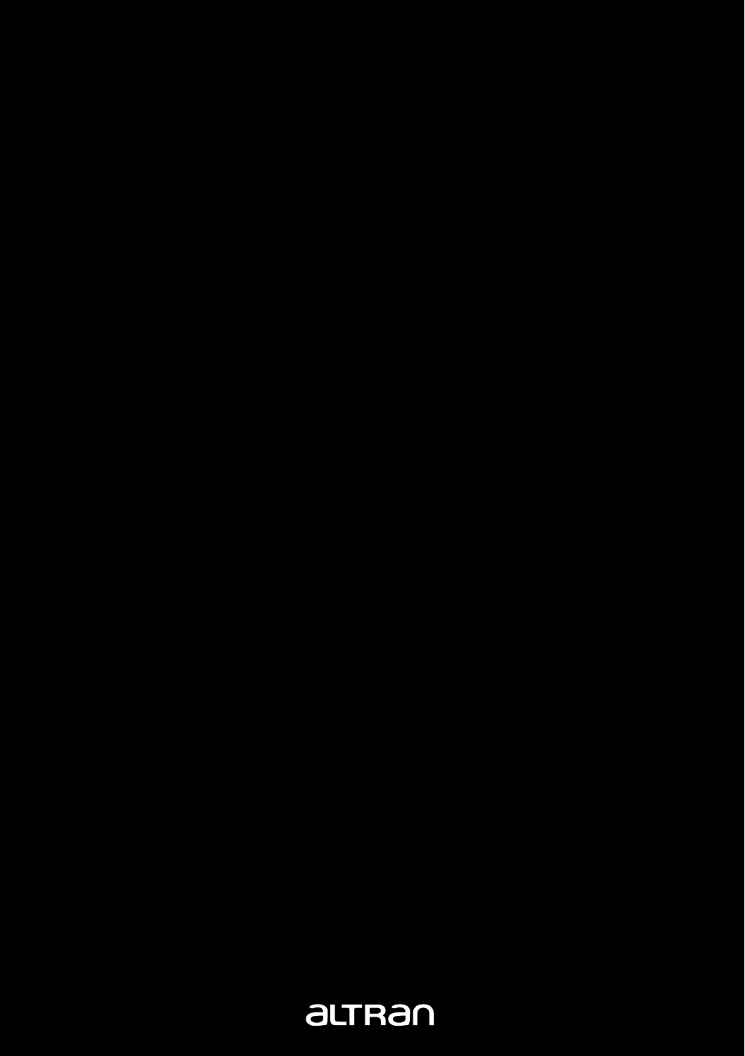altran